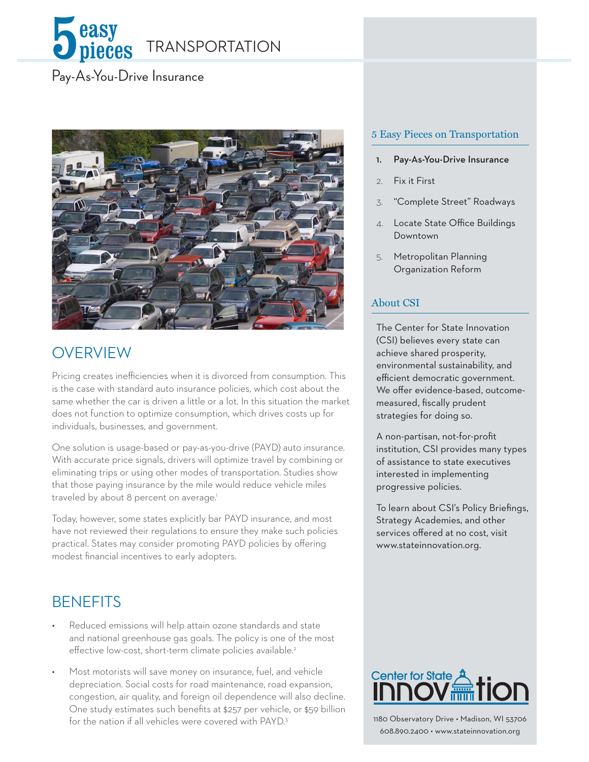# 5 easy pieces TRANSPORTATION

## Pay-As-You-Drive Insurance

## OVERVIEW

Pricing creates inefficiencies when it is divorced from consumption. This is the case with standard auto insurance policies, which cost about the same whether the car is driven a little or a lot. In this situation the market does not function to optimize consumption, which drives costs up for individuals, businesses, and government.

One solution is usage-based or pay-as-you-drive (PAYD) auto insurance. With accurate price signals, drivers will optimize travel by combining or eliminating trips or using other modes of transportation. Studies show that those paying insurance by the mile would reduce vehicle miles traveled by about 8 percent on average.[1]

Today, however, some states explicitly bar PAYD insurance, and most have not reviewed their regulations to ensure they make such policies practical. States may consider promoting PAYD policies by offering modest financial incentives to early adopters.

## BENEFITS

- Reduced emissions will help attain ozone standards and state and national greenhouse gas goals. The policy is one of the most effective low-cost, short-term climate policies available.[2]
- Most motorists will save money on insurance, fuel, and vehicle depreciation. Social costs for road maintenance, road expansion, congestion, air quality, and foreign oil dependence will also decline. One study estimates such benefits at $257 per vehicle, or $59 billion for the nation if all vehicles were covered with PAYD.[3]

### 5 Easy Pieces on Transportation

1. **Pay-As-You-Drive Insurance**
2. Fix it First
3. "Complete Street" Roadways
4. Locate State Office Buildings Downtown
5. Metropolitan Planning Organization Reform

### About CSI

The Center for State Innovation (CSI) believes every state can achieve shared prosperity, environmental sustainability, and efficient democratic government. We offer evidence-based, outcome-measured, fiscally prudent strategies for doing so.

A non-partisan, not-for-profit institution, CSI provides many types of assistance to state executives interested in implementing progressive policies.

To learn about CSI's Policy Briefings, Strategy Academies, and other services offered at no cost, visit www.stateinnovation.org.

Center for State Innovation

1180 Observatory Drive • Madison, WI 53706
608.890.2400 • www.stateinnovation.org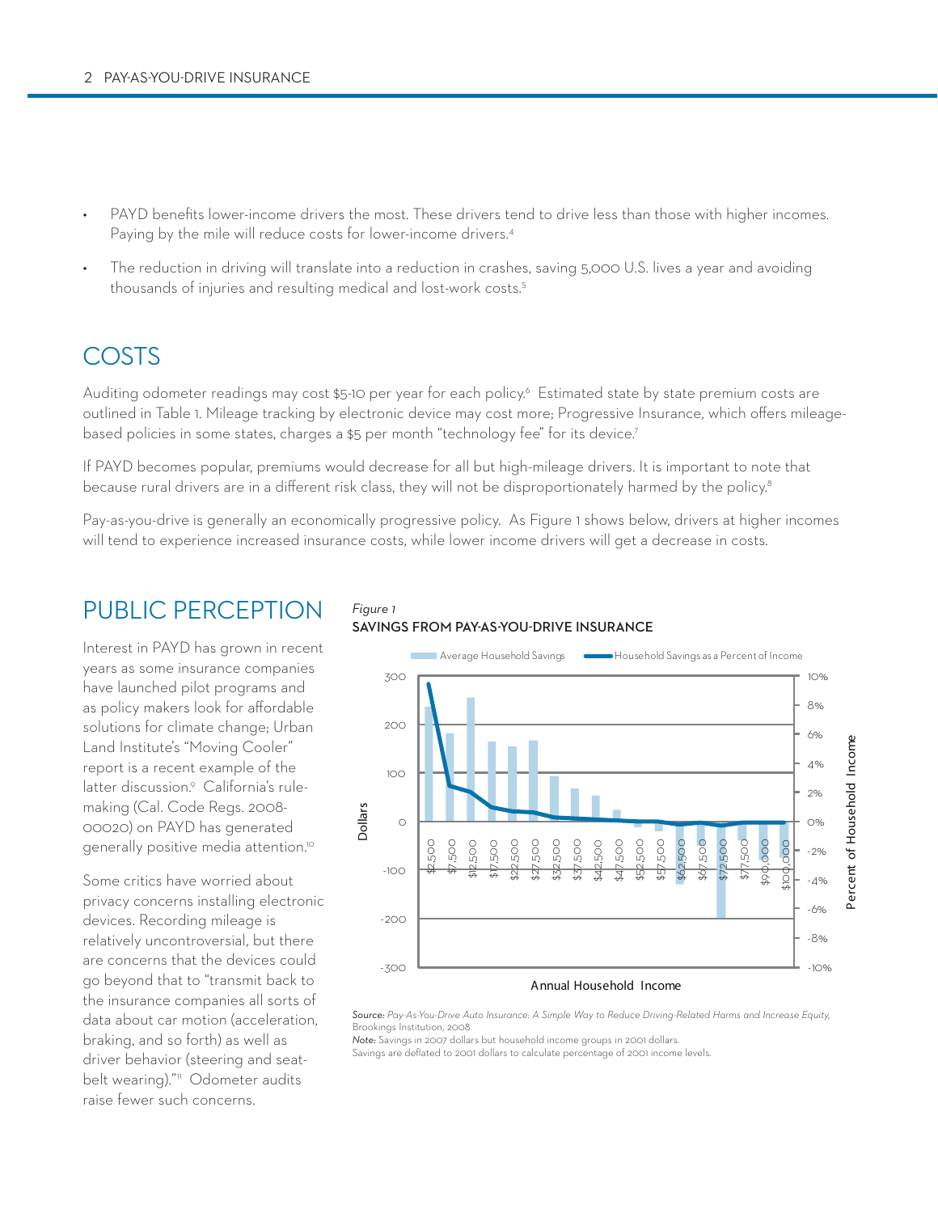- PAYD benefits lower-income drivers the most. These drivers tend to drive less than those with higher incomes. Paying by the mile will reduce costs for lower-income drivers.[4]
- The reduction in driving will translate into a reduction in crashes, saving 5,000 U.S. lives a year and avoiding thousands of injuries and resulting medical and lost-work costs.[5]

## COSTS

Auditing odometer readings may cost \$5-10 per year for each policy.[6] Estimated state by state premium costs are outlined in Table 1. Mileage tracking by electronic device may cost more; Progressive Insurance, which offers mileage-based policies in some states, charges a \$5 per month "technology fee" for its device.[7]

If PAYD becomes popular, premiums would decrease for all but high-mileage drivers. It is important to note that because rural drivers are in a different risk class, they will not be disproportionately harmed by the policy.[8]

Pay-as-you-drive is generally an economically progressive policy. As Figure 1 shows below, drivers at higher incomes will tend to experience increased insurance costs, while lower income drivers will get a decrease in costs.

## PUBLIC PERCEPTION

Interest in PAYD has grown in recent years as some insurance companies have launched pilot programs and as policy makers look for affordable solutions for climate change; Urban Land Institute's "Moving Cooler" report is a recent example of the latter discussion.[9] California's rule-making (Cal. Code Regs. 2008-00020) on PAYD has generated generally positive media attention.[10]

Some critics have worried about privacy concerns installing electronic devices. Recording mileage is relatively uncontroversial, but there are concerns that the devices could go beyond that to "transmit back to the insurance companies all sorts of data about car motion (acceleration, braking, and so forth) as well as driver behavior (steering and seat-belt wearing)."[11] Odometer audits raise fewer such concerns.

*Figure 1*

**SAVINGS FROM PAY-AS-YOU-DRIVE INSURANCE**

*Source: Pay-As-You-Drive Auto Insurance: A Simple Way to Reduce Driving-Related Harms and Increase Equity,* Brookings Institution, 2008

*Note:* Savings in 2007 dollars but household income groups in 2001 dollars.
Savings are deflated to 2001 dollars to calculate percentage of 2001 income levels.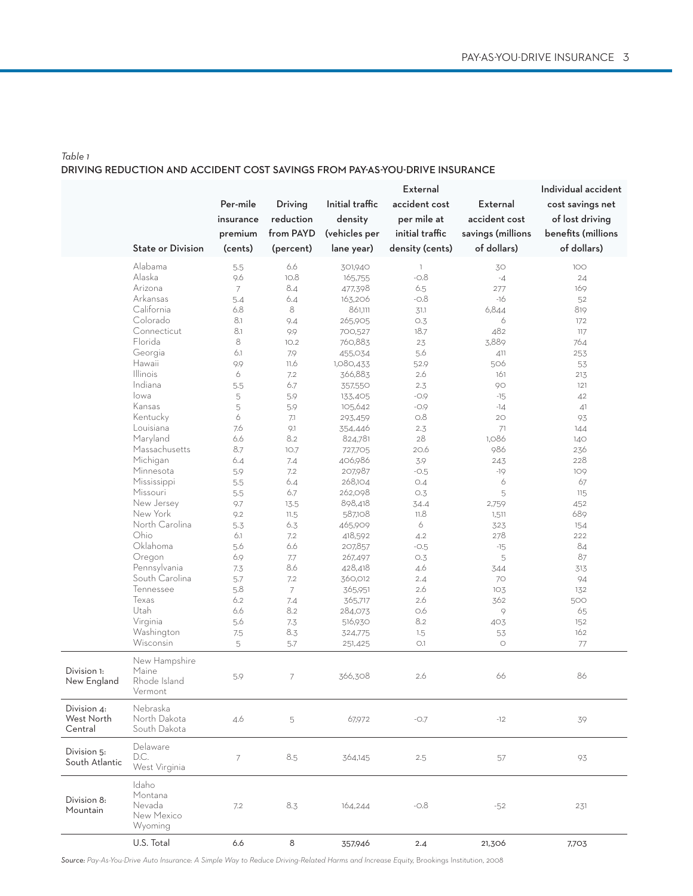*Table 1*

DRIVING REDUCTION AND ACCIDENT COST SAVINGS FROM PAY-AS-YOU-DRIVE INSURANCE

| | State or Division | Per-mile insurance premium (cents) | Driving reduction from PAYD (percent) | Initial traffic density (vehicles per lane year) | External accident cost per mile at initial traffic density (cents) | External accident cost savings (millions of dollars) | Individual accident cost savings net of lost driving benefits (millions of dollars) |
|---|---|---|---|---|---|---|---|
| | Alabama | 5.5 | 6.6 | 301,940 | 1 | 30 | 100 |
| | Alaska | 9.6 | 10.8 | 165,755 | -0.8 | -4 | 24 |
| | Arizona | 7 | 8.4 | 477,398 | 6.5 | 277 | 169 |
| | Arkansas | 5.4 | 6.4 | 163,206 | -0.8 | -16 | 52 |
| | California | 6.8 | 8 | 861,111 | 31.1 | 6,844 | 819 |
| | Colorado | 8.1 | 9.4 | 265,905 | 0.3 | 6 | 172 |
| | Connecticut | 8.1 | 9.9 | 700,527 | 18.7 | 482 | 117 |
| | Florida | 8 | 10.2 | 760,883 | 23 | 3,889 | 764 |
| | Georgia | 6.1 | 7.9 | 455,034 | 5.6 | 411 | 253 |
| | Hawaii | 9.9 | 11.6 | 1,080,433 | 52.9 | 506 | 53 |
| | Illinois | 6 | 7.2 | 366,883 | 2.6 | 161 | 213 |
| | Indiana | 5.5 | 6.7 | 357,550 | 2.3 | 90 | 121 |
| | Iowa | 5 | 5.9 | 133,405 | -0.9 | -15 | 42 |
| | Kansas | 5 | 5.9 | 105,642 | -0.9 | -14 | 41 |
| | Kentucky | 6 | 7.1 | 293,459 | 0.8 | 20 | 93 |
| | Louisiana | 7.6 | 9.1 | 354,446 | 2.3 | 71 | 144 |
| | Maryland | 6.6 | 8.2 | 824,781 | 28 | 1,086 | 140 |
| | Massachusetts | 8.7 | 10.7 | 727,705 | 20.6 | 986 | 236 |
| | Michigan | 6.4 | 7.4 | 406,986 | 3.9 | 243 | 228 |
| | Minnesota | 5.9 | 7.2 | 207,987 | -0.5 | -19 | 109 |
| | Mississippi | 5.5 | 6.4 | 268,104 | 0.4 | 6 | 67 |
| | Missouri | 5.5 | 6.7 | 262,098 | 0.3 | 5 | 115 |
| | New Jersey | 9.7 | 13.5 | 898,418 | 34.4 | 2,759 | 452 |
| | New York | 9.2 | 11.5 | 587,108 | 11.8 | 1,511 | 689 |
| | North Carolina | 5.3 | 6.3 | 465,909 | 6 | 323 | 154 |
| | Ohio | 6.1 | 7.2 | 418,592 | 4.2 | 278 | 222 |
| | Oklahoma | 5.6 | 6.6 | 207,857 | -0.5 | -15 | 84 |
| | Oregon | 6.9 | 7.7 | 267,497 | 0.3 | 5 | 87 |
| | Pennsylvania | 7.3 | 8.6 | 428,418 | 4.6 | 344 | 313 |
| | South Carolina | 5.7 | 7.2 | 360,012 | 2.4 | 70 | 94 |
| | Tennessee | 5.8 | 7 | 365,951 | 2.6 | 103 | 132 |
| | Texas | 6.2 | 7.4 | 365,717 | 2.6 | 362 | 500 |
| | Utah | 6.6 | 8.2 | 284,073 | 0.6 | 9 | 65 |
| | Virginia | 5.6 | 7.3 | 516,930 | 8.2 | 403 | 152 |
| | Washington | 7.5 | 8.3 | 324,775 | 1.5 | 53 | 162 |
| | Wisconsin | 5 | 5.7 | 251,425 | 0.1 | 0 | 77 |
| Division 1: New England | New Hampshire, Maine, Rhode Island, Vermont | 5.9 | 7 | 366,308 | 2.6 | 66 | 86 |
| Division 4: West North Central | Nebraska, North Dakota, South Dakota | 4.6 | 5 | 67,972 | -0.7 | -12 | 39 |
| Division 5: South Atlantic | Delaware, D.C., West Virginia | 7 | 8.5 | 364,145 | 2.5 | 57 | 93 |
| Division 8: Mountain | Idaho, Montana, Nevada, New Mexico, Wyoming | 7.2 | 8.3 | 164,244 | -0.8 | -52 | 231 |
| | U.S. Total | 6.6 | 8 | 357,946 | 2.4 | 21,306 | 7,703 |

***Source:*** *Pay-As-You-Drive Auto Insurance: A Simple Way to Reduce Driving-Related Harms and Increase Equity,* Brookings Institution, 2008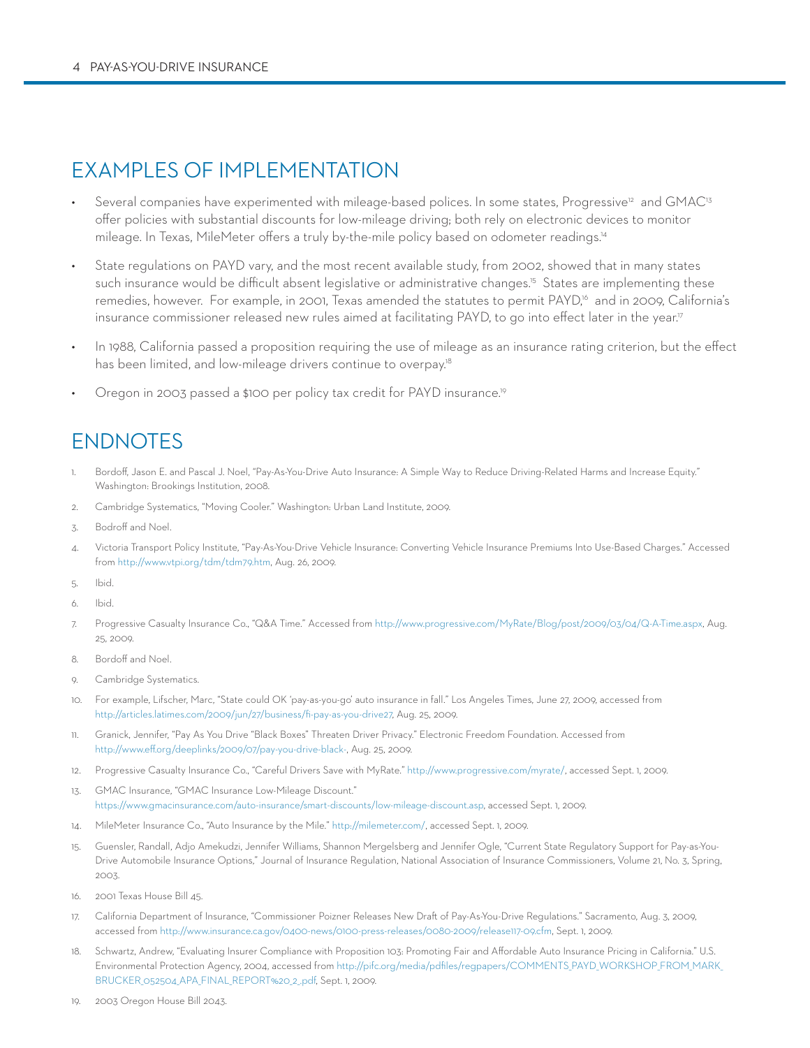## EXAMPLES OF IMPLEMENTATION

- Several companies have experimented with mileage-based polices. In some states, Progressive[12] and GMAC[13] offer policies with substantial discounts for low-mileage driving; both rely on electronic devices to monitor mileage. In Texas, MileMeter offers a truly by-the-mile policy based on odometer readings.[14]
- State regulations on PAYD vary, and the most recent available study, from 2002, showed that in many states such insurance would be difficult absent legislative or administrative changes.[15] States are implementing these remedies, however. For example, in 2001, Texas amended the statutes to permit PAYD,[16] and in 2009, California's insurance commissioner released new rules aimed at facilitating PAYD, to go into effect later in the year.[17]
- In 1988, California passed a proposition requiring the use of mileage as an insurance rating criterion, but the effect has been limited, and low-mileage drivers continue to overpay.[18]
- Oregon in 2003 passed a $100 per policy tax credit for PAYD insurance.[19]

## ENDNOTES

1. Bordoff, Jason E. and Pascal J. Noel, "Pay-As-You-Drive Auto Insurance: A Simple Way to Reduce Driving-Related Harms and Increase Equity." Washington: Brookings Institution, 2008.
2. Cambridge Systematics, "Moving Cooler." Washington: Urban Land Institute, 2009.
3. Bodroff and Noel.
4. Victoria Transport Policy Institute, "Pay-As-You-Drive Vehicle Insurance: Converting Vehicle Insurance Premiums Into Use-Based Charges." Accessed from http://www.vtpi.org/tdm/tdm79.htm, Aug. 26, 2009.
5. Ibid.
6. Ibid.
7. Progressive Casualty Insurance Co., "Q&A Time." Accessed from http://www.progressive.com/MyRate/Blog/post/2009/03/04/Q-A-Time.aspx, Aug. 25, 2009.
8. Bordoff and Noel.
9. Cambridge Systematics.
10. For example, Lifscher, Marc, "State could OK 'pay-as-you-go' auto insurance in fall." Los Angeles Times, June 27, 2009, accessed from http://articles.latimes.com/2009/jun/27/business/fi-pay-as-you-drive27, Aug. 25, 2009.
11. Granick, Jennifer, "Pay As You Drive "Black Boxes" Threaten Driver Privacy." Electronic Freedom Foundation. Accessed from http://www.eff.org/deeplinks/2009/07/pay-you-drive-black-, Aug. 25, 2009.
12. Progressive Casualty Insurance Co., "Careful Drivers Save with MyRate." http://www.progressive.com/myrate/, accessed Sept. 1, 2009.
13. GMAC Insurance, "GMAC Insurance Low-Mileage Discount." https://www.gmacinsurance.com/auto-insurance/smart-discounts/low-mileage-discount.asp, accessed Sept. 1, 2009.
14. MileMeter Insurance Co., "Auto Insurance by the Mile." http://milemeter.com/, accessed Sept. 1, 2009.
15. Guensler, Randall, Adjo Amekudzi, Jennifer Williams, Shannon Mergelsberg and Jennifer Ogle, "Current State Regulatory Support for Pay-as-You-Drive Automobile Insurance Options," Journal of Insurance Regulation, National Association of Insurance Commissioners, Volume 21, No. 3, Spring, 2003.
16. 2001 Texas House Bill 45.
17. California Department of Insurance, "Commissioner Poizner Releases New Draft of Pay-As-You-Drive Regulations." Sacramento, Aug. 3, 2009, accessed from http://www.insurance.ca.gov/0400-news/0100-press-releases/0080-2009/release117-09.cfm, Sept. 1, 2009.
18. Schwartz, Andrew, "Evaluating Insurer Compliance with Proposition 103: Promoting Fair and Affordable Auto Insurance Pricing in California." U.S. Environmental Protection Agency, 2004, accessed from http://pifc.org/media/pdffiles/regpapers/COMMENTS_PAYD_WORKSHOP_FROM_MARK_BRUCKER_052504_APA_FINAL_REPORT%20_2_.pdf, Sept. 1, 2009.
19. 2003 Oregon House Bill 2043.